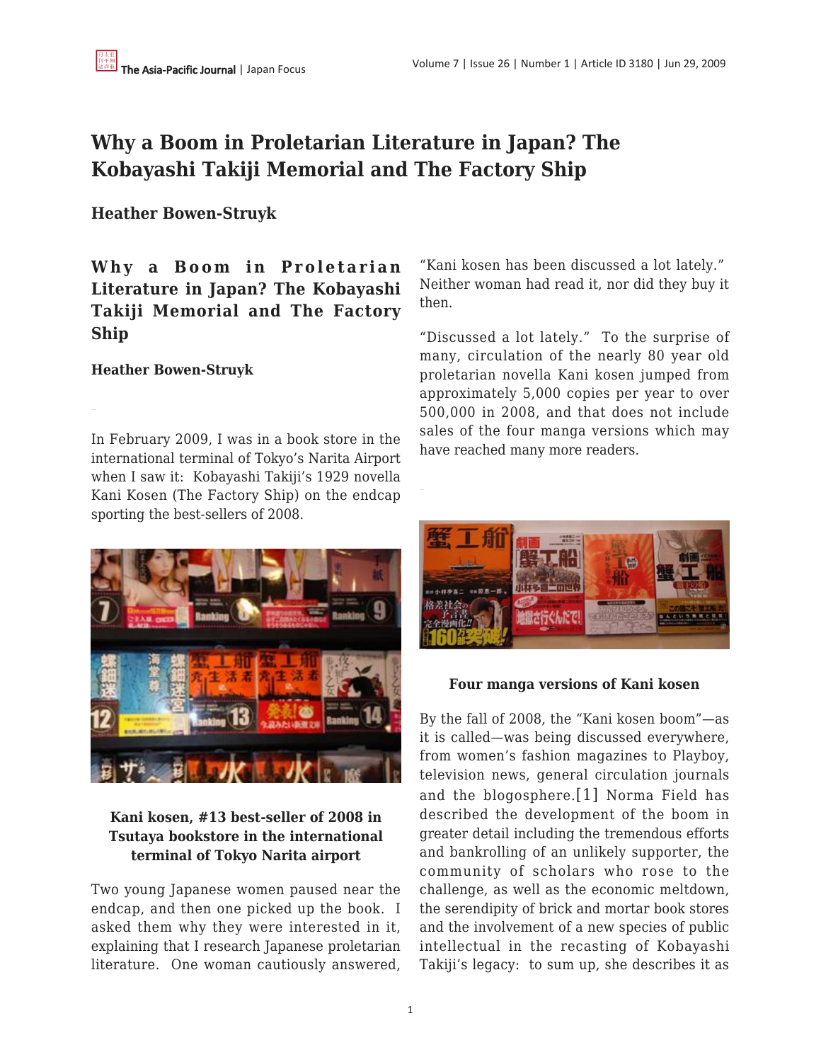# Why a Boom in Proletarian Literature in Japan? The Kobayashi Takiji Memorial and The Factory Ship

**Heather Bowen-Struyk**

## Why a Boom in Proletarian Literature in Japan? The Kobayashi Takiji Memorial and The Factory Ship

**Heather Bowen-Struyk**

In February 2009, I was in a book store in the international terminal of Tokyo's Narita Airport when I saw it: Kobayashi Takiji's 1929 novella Kani Kosen (The Factory Ship) on the endcap sporting the best-sellers of 2008.

**Kani kosen, #13 best-seller of 2008 in Tsutaya bookstore in the international terminal of Tokyo Narita airport**

Two young Japanese women paused near the endcap, and then one picked up the book. I asked them why they were interested in it, explaining that I research Japanese proletarian literature. One woman cautiously answered, "Kani kosen has been discussed a lot lately." Neither woman had read it, nor did they buy it then.

"Discussed a lot lately." To the surprise of many, circulation of the nearly 80 year old proletarian novella Kani kosen jumped from approximately 5,000 copies per year to over 500,000 in 2008, and that does not include sales of the four manga versions which may have reached many more readers.

**Four manga versions of Kani kosen**

By the fall of 2008, the "Kani kosen boom"—as it is called—was being discussed everywhere, from women's fashion magazines to Playboy, television news, general circulation journals and the blogosphere.[1] Norma Field has described the development of the boom in greater detail including the tremendous efforts and bankrolling of an unlikely supporter, the community of scholars who rose to the challenge, as well as the economic meltdown, the serendipity of brick and mortar book stores and the involvement of a new species of public intellectual in the recasting of Kobayashi Takiji's legacy: to sum up, she describes it as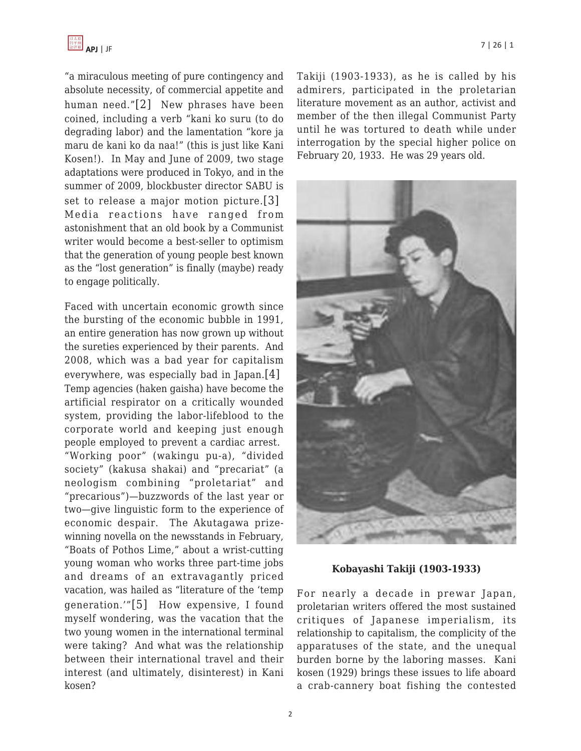"a miraculous meeting of pure contingency and absolute necessity, of commercial appetite and human need."[2] New phrases have been coined, including a verb "kani ko suru (to do degrading labor) and the lamentation "kore ja maru de kani ko da naa!" (this is just like Kani Kosen!). In May and June of 2009, two stage adaptations were produced in Tokyo, and in the summer of 2009, blockbuster director SABU is set to release a major motion picture.[3] Media reactions have ranged from astonishment that an old book by a Communist writer would become a best-seller to optimism that the generation of young people best known as the "lost generation" is finally (maybe) ready to engage politically.

Faced with uncertain economic growth since the bursting of the economic bubble in 1991, an entire generation has now grown up without the sureties experienced by their parents. And 2008, which was a bad year for capitalism everywhere, was especially bad in Japan.[4] Temp agencies (haken gaisha) have become the artificial respirator on a critically wounded system, providing the labor-lifeblood to the corporate world and keeping just enough people employed to prevent a cardiac arrest. "Working poor" (wakingu pu-a), "divided society" (kakusa shakai) and "precariat" (a neologism combining "proletariat" and "precarious")—buzzwords of the last year or two—give linguistic form to the experience of economic despair. The Akutagawa prize-winning novella on the newsstands in February, "Boats of Pothos Lime," about a wrist-cutting young woman who works three part-time jobs and dreams of an extravagantly priced vacation, was hailed as "literature of the 'temp generation.'"[5] How expensive, I found myself wondering, was the vacation that the two young women in the international terminal were taking? And what was the relationship between their international travel and their interest (and ultimately, disinterest) in Kani kosen?

Takiji (1903-1933), as he is called by his admirers, participated in the proletarian literature movement as an author, activist and member of the then illegal Communist Party until he was tortured to death while under interrogation by the special higher police on February 20, 1933. He was 29 years old.

**Kobayashi Takiji (1903-1933)**

For nearly a decade in prewar Japan, proletarian writers offered the most sustained critiques of Japanese imperialism, its relationship to capitalism, the complicity of the apparatuses of the state, and the unequal burden borne by the laboring masses. Kani kosen (1929) brings these issues to life aboard a crab-cannery boat fishing the contested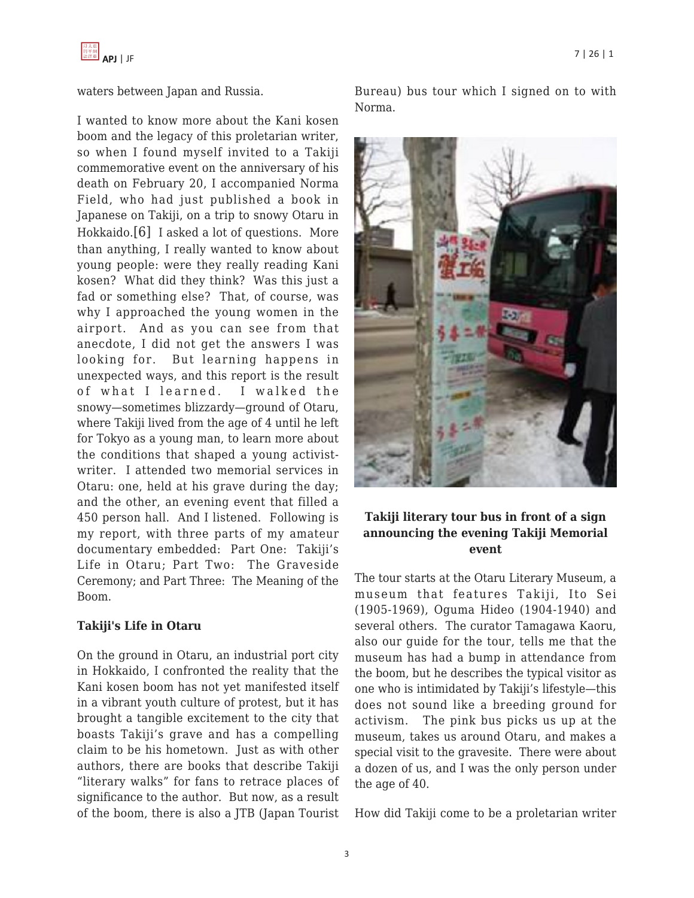waters between Japan and Russia.

I wanted to know more about the Kani kosen boom and the legacy of this proletarian writer, so when I found myself invited to a Takiji commemorative event on the anniversary of his death on February 20, I accompanied Norma Field, who had just published a book in Japanese on Takiji, on a trip to snowy Otaru in Hokkaido.[6] I asked a lot of questions. More than anything, I really wanted to know about young people: were they really reading Kani kosen? What did they think? Was this just a fad or something else? That, of course, was why I approached the young women in the airport. And as you can see from that anecdote, I did not get the answers I was looking for. But learning happens in unexpected ways, and this report is the result of what I learned. I walked the snowy—sometimes blizzardy—ground of Otaru, where Takiji lived from the age of 4 until he left for Tokyo as a young man, to learn more about the conditions that shaped a young activist-writer. I attended two memorial services in Otaru: one, held at his grave during the day; and the other, an evening event that filled a 450 person hall. And I listened. Following is my report, with three parts of my amateur documentary embedded: Part One: Takiji's Life in Otaru; Part Two: The Graveside Ceremony; and Part Three: The Meaning of the Boom.

**Takiji's Life in Otaru**

On the ground in Otaru, an industrial port city in Hokkaido, I confronted the reality that the Kani kosen boom has not yet manifested itself in a vibrant youth culture of protest, but it has brought a tangible excitement to the city that boasts Takiji's grave and has a compelling claim to be his hometown. Just as with other authors, there are books that describe Takiji "literary walks" for fans to retrace places of significance to the author. But now, as a result of the boom, there is also a JTB (Japan Tourist Bureau) bus tour which I signed on to with Norma.

**Takiji literary tour bus in front of a sign announcing the evening Takiji Memorial event**

The tour starts at the Otaru Literary Museum, a museum that features Takiji, Ito Sei (1905-1969), Oguma Hideo (1904-1940) and several others. The curator Tamagawa Kaoru, also our guide for the tour, tells me that the museum has had a bump in attendance from the boom, but he describes the typical visitor as one who is intimidated by Takiji's lifestyle—this does not sound like a breeding ground for activism. The pink bus picks us up at the museum, takes us around Otaru, and makes a special visit to the gravesite. There were about a dozen of us, and I was the only person under the age of 40.

How did Takiji come to be a proletarian writer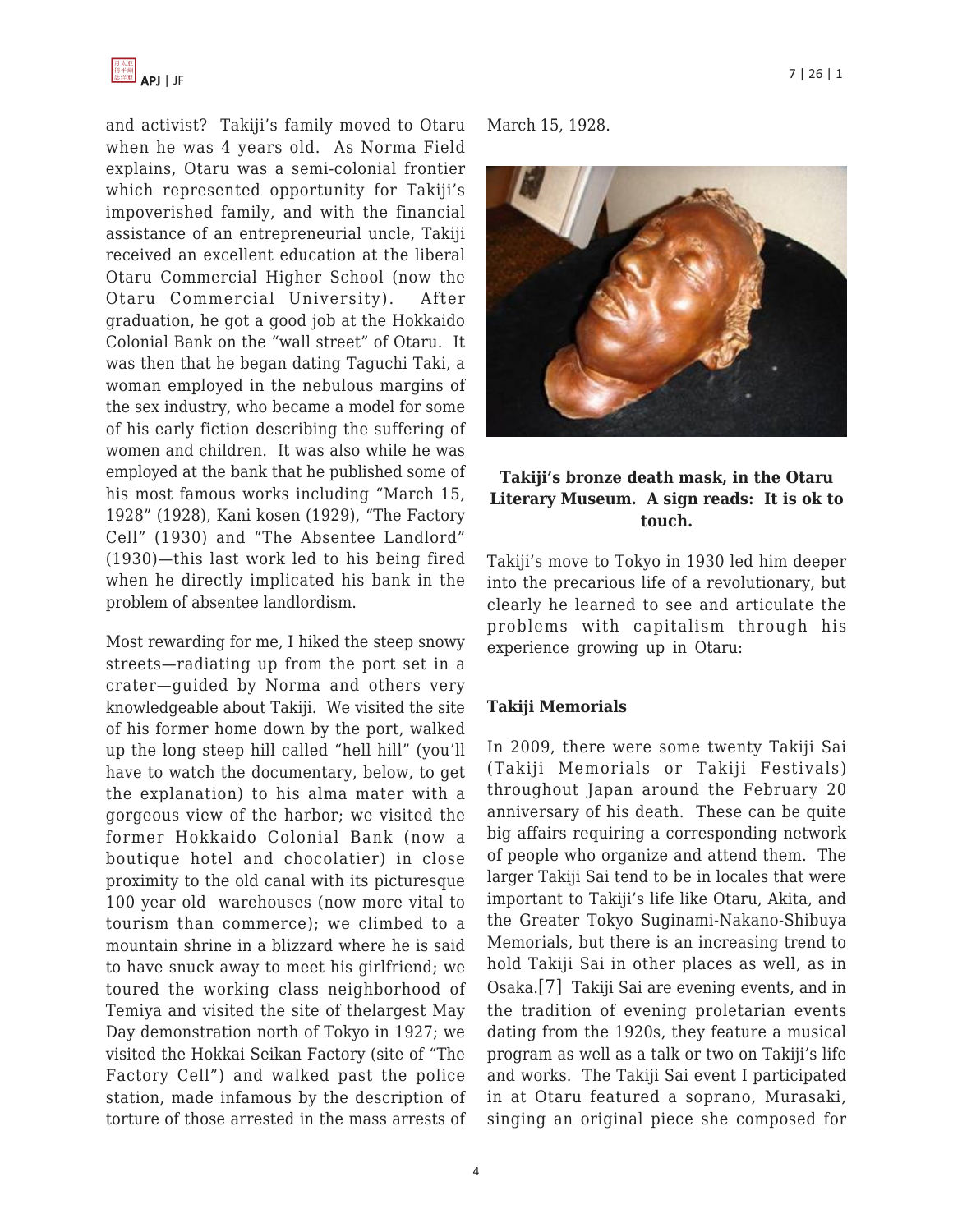and activist? Takiji's family moved to Otaru when he was 4 years old. As Norma Field explains, Otaru was a semi-colonial frontier which represented opportunity for Takiji's impoverished family, and with the financial assistance of an entrepreneurial uncle, Takiji received an excellent education at the liberal Otaru Commercial Higher School (now the Otaru Commercial University). After graduation, he got a good job at the Hokkaido Colonial Bank on the "wall street" of Otaru. It was then that he began dating Taguchi Taki, a woman employed in the nebulous margins of the sex industry, who became a model for some of his early fiction describing the suffering of women and children. It was also while he was employed at the bank that he published some of his most famous works including "March 15, 1928" (1928), Kani kosen (1929), "The Factory Cell" (1930) and "The Absentee Landlord" (1930)—this last work led to his being fired when he directly implicated his bank in the problem of absentee landlordism.

Most rewarding for me, I hiked the steep snowy streets—radiating up from the port set in a crater—guided by Norma and others very knowledgeable about Takiji. We visited the site of his former home down by the port, walked up the long steep hill called "hell hill" (you'll have to watch the documentary, below, to get the explanation) to his alma mater with a gorgeous view of the harbor; we visited the former Hokkaido Colonial Bank (now a boutique hotel and chocolatier) in close proximity to the old canal with its picturesque 100 year old warehouses (now more vital to tourism than commerce); we climbed to a mountain shrine in a blizzard where he is said to have snuck away to meet his girlfriend; we toured the working class neighborhood of Temiya and visited the site of thelargest May Day demonstration north of Tokyo in 1927; we visited the Hokkai Seikan Factory (site of "The Factory Cell") and walked past the police station, made infamous by the description of torture of those arrested in the mass arrests of March 15, 1928.

**Takiji's bronze death mask, in the Otaru Literary Museum. A sign reads: It is ok to touch.**

Takiji's move to Tokyo in 1930 led him deeper into the precarious life of a revolutionary, but clearly he learned to see and articulate the problems with capitalism through his experience growing up in Otaru:

**Takiji Memorials**

In 2009, there were some twenty Takiji Sai (Takiji Memorials or Takiji Festivals) throughout Japan around the February 20 anniversary of his death. These can be quite big affairs requiring a corresponding network of people who organize and attend them. The larger Takiji Sai tend to be in locales that were important to Takiji's life like Otaru, Akita, and the Greater Tokyo Suginami-Nakano-Shibuya Memorials, but there is an increasing trend to hold Takiji Sai in other places as well, as in Osaka.[7] Takiji Sai are evening events, and in the tradition of evening proletarian events dating from the 1920s, they feature a musical program as well as a talk or two on Takiji's life and works. The Takiji Sai event I participated in at Otaru featured a soprano, Murasaki, singing an original piece she composed for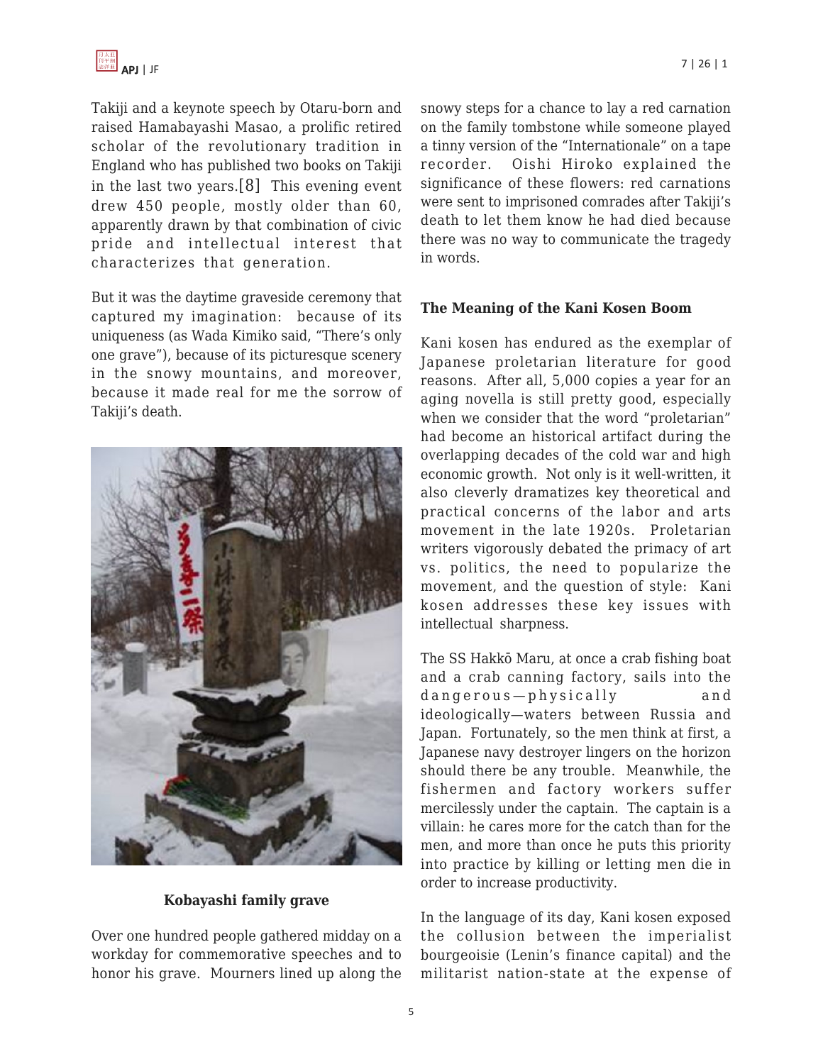Takiji and a keynote speech by Otaru-born and raised Hamabayashi Masao, a prolific retired scholar of the revolutionary tradition in England who has published two books on Takiji in the last two years.[8] This evening event drew 450 people, mostly older than 60, apparently drawn by that combination of civic pride and intellectual interest that characterizes that generation.

But it was the daytime graveside ceremony that captured my imagination: because of its uniqueness (as Wada Kimiko said, "There's only one grave"), because of its picturesque scenery in the snowy mountains, and moreover, because it made real for me the sorrow of Takiji's death.

**Kobayashi family grave**

Over one hundred people gathered midday on a workday for commemorative speeches and to honor his grave. Mourners lined up along the snowy steps for a chance to lay a red carnation on the family tombstone while someone played a tinny version of the "Internationale" on a tape recorder. Oishi Hiroko explained the significance of these flowers: red carnations were sent to imprisoned comrades after Takiji's death to let them know he had died because there was no way to communicate the tragedy in words.

**The Meaning of the Kani Kosen Boom**

Kani kosen has endured as the exemplar of Japanese proletarian literature for good reasons. After all, 5,000 copies a year for an aging novella is still pretty good, especially when we consider that the word "proletarian" had become an historical artifact during the overlapping decades of the cold war and high economic growth. Not only is it well-written, it also cleverly dramatizes key theoretical and practical concerns of the labor and arts movement in the late 1920s. Proletarian writers vigorously debated the primacy of art vs. politics, the need to popularize the movement, and the question of style: Kani kosen addresses these key issues with intellectual sharpness.

The SS Hakkō Maru, at once a crab fishing boat and a crab canning factory, sails into the dangerous—physically and ideologically—waters between Russia and Japan. Fortunately, so the men think at first, a Japanese navy destroyer lingers on the horizon should there be any trouble. Meanwhile, the fishermen and factory workers suffer mercilessly under the captain. The captain is a villain: he cares more for the catch than for the men, and more than once he puts this priority into practice by killing or letting men die in order to increase productivity.

In the language of its day, Kani kosen exposed the collusion between the imperialist bourgeoisie (Lenin's finance capital) and the militarist nation-state at the expense of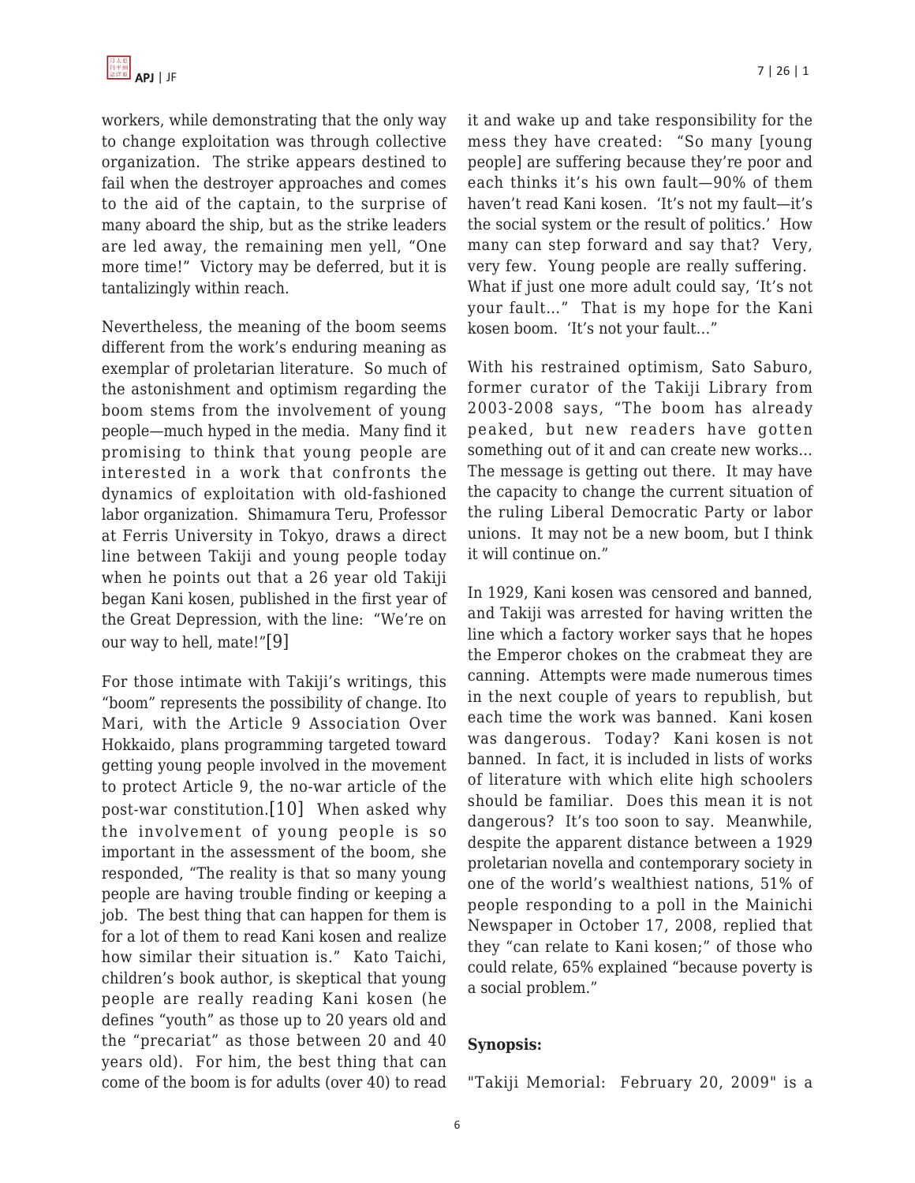workers, while demonstrating that the only way to change exploitation was through collective organization. The strike appears destined to fail when the destroyer approaches and comes to the aid of the captain, to the surprise of many aboard the ship, but as the strike leaders are led away, the remaining men yell, "One more time!" Victory may be deferred, but it is tantalizingly within reach.

Nevertheless, the meaning of the boom seems different from the work's enduring meaning as exemplar of proletarian literature. So much of the astonishment and optimism regarding the boom stems from the involvement of young people—much hyped in the media. Many find it promising to think that young people are interested in a work that confronts the dynamics of exploitation with old-fashioned labor organization. Shimamura Teru, Professor at Ferris University in Tokyo, draws a direct line between Takiji and young people today when he points out that a 26 year old Takiji began Kani kosen, published in the first year of the Great Depression, with the line: "We're on our way to hell, mate!"[9]

For those intimate with Takiji's writings, this "boom" represents the possibility of change. Ito Mari, with the Article 9 Association Over Hokkaido, plans programming targeted toward getting young people involved in the movement to protect Article 9, the no-war article of the post-war constitution.[10] When asked why the involvement of young people is so important in the assessment of the boom, she responded, "The reality is that so many young people are having trouble finding or keeping a job. The best thing that can happen for them is for a lot of them to read Kani kosen and realize how similar their situation is." Kato Taichi, children's book author, is skeptical that young people are really reading Kani kosen (he defines "youth" as those up to 20 years old and the "precariat" as those between 20 and 40 years old). For him, the best thing that can come of the boom is for adults (over 40) to read it and wake up and take responsibility for the mess they have created: "So many [young people] are suffering because they're poor and each thinks it's his own fault—90% of them haven't read Kani kosen. 'It's not my fault—it's the social system or the result of politics.' How many can step forward and say that? Very, very few. Young people are really suffering. What if just one more adult could say, 'It's not your fault…" That is my hope for the Kani kosen boom. 'It's not your fault…"

With his restrained optimism, Sato Saburo, former curator of the Takiji Library from 2003-2008 says, "The boom has already peaked, but new readers have gotten something out of it and can create new works… The message is getting out there. It may have the capacity to change the current situation of the ruling Liberal Democratic Party or labor unions. It may not be a new boom, but I think it will continue on."

In 1929, Kani kosen was censored and banned, and Takiji was arrested for having written the line which a factory worker says that he hopes the Emperor chokes on the crabmeat they are canning. Attempts were made numerous times in the next couple of years to republish, but each time the work was banned. Kani kosen was dangerous. Today? Kani kosen is not banned. In fact, it is included in lists of works of literature with which elite high schoolers should be familiar. Does this mean it is not dangerous? It's too soon to say. Meanwhile, despite the apparent distance between a 1929 proletarian novella and contemporary society in one of the world's wealthiest nations, 51% of people responding to a poll in the Mainichi Newspaper in October 17, 2008, replied that they "can relate to Kani kosen;" of those who could relate, 65% explained "because poverty is a social problem."

**Synopsis:**

"Takiji Memorial: February 20, 2009" is a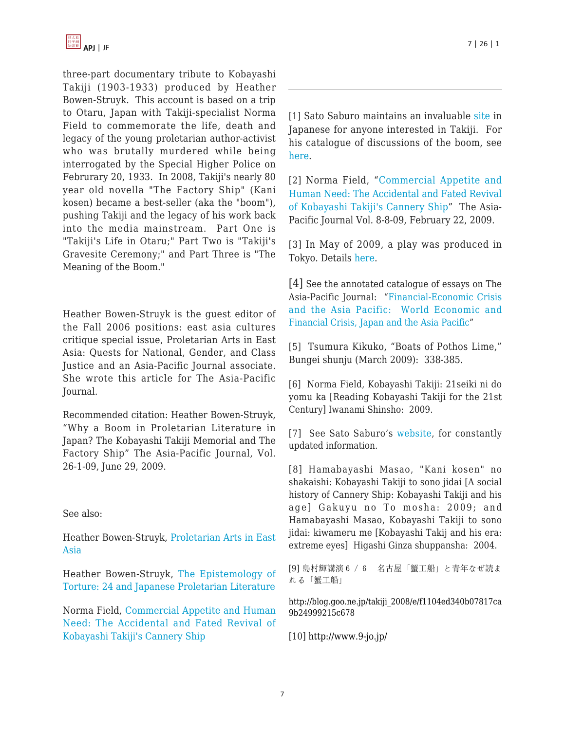three-part documentary tribute to Kobayashi Takiji (1903-1933) produced by Heather Bowen-Struyk. This account is based on a trip to Otaru, Japan with Takiji-specialist Norma Field to commemorate the life, death and legacy of the young proletarian author-activist who was brutally murdered while being interrogated by the Special Higher Police on Februrary 20, 1933. In 2008, Takiji's nearly 80 year old novella "The Factory Ship" (Kani kosen) became a best-seller (aka the "boom"), pushing Takiji and the legacy of his work back into the media mainstream. Part One is "Takiji's Life in Otaru;" Part Two is "Takiji's Gravesite Ceremony;" and Part Three is "The Meaning of the Boom."

Heather Bowen-Struyk is the guest editor of the Fall 2006 positions: east asia cultures critique special issue, Proletarian Arts in East Asia: Quests for National, Gender, and Class Justice and an Asia-Pacific Journal associate. She wrote this article for The Asia-Pacific Journal.

Recommended citation: Heather Bowen-Struyk, "Why a Boom in Proletarian Literature in Japan? The Kobayashi Takiji Memorial and The Factory Ship" The Asia-Pacific Journal, Vol. 26-1-09, June 29, 2009.

See also:

Heather Bowen-Struyk, Proletarian Arts in East Asia

Heather Bowen-Struyk, The Epistemology of Torture: 24 and Japanese Proletarian Literature

Norma Field, Commercial Appetite and Human Need: The Accidental and Fated Revival of Kobayashi Takiji's Cannery Ship

---

[1] Sato Saburo maintains an invaluable site in Japanese for anyone interested in Takiji. For his catalogue of discussions of the boom, see here.

[2] Norma Field, "Commercial Appetite and Human Need: The Accidental and Fated Revival of Kobayashi Takiji's Cannery Ship" The Asia-Pacific Journal Vol. 8-8-09, February 22, 2009.

[3] In May of 2009, a play was produced in Tokyo. Details here.

[4] See the annotated catalogue of essays on The Asia-Pacific Journal: "Financial-Economic Crisis and the Asia Pacific: World Economic and Financial Crisis, Japan and the Asia Pacific"

[5] Tsumura Kikuko, "Boats of Pothos Lime," Bungei shunju (March 2009): 338-385.

[6] Norma Field, Kobayashi Takiji: 21seiki ni do yomu ka [Reading Kobayashi Takiji for the 21st Century] Iwanami Shinsho: 2009.

[7] See Sato Saburo's website, for constantly updated information.

[8] Hamabayashi Masao, "Kani kosen" no shakaishi: Kobayashi Takiji to sono jidai [A social history of Cannery Ship: Kobayashi Takiji and his age] Gakuyu no To mosha: 2009; and Hamabayashi Masao, Kobayashi Takiji to sono jidai: kiwameru me [Kobayashi Takij and his era: extreme eyes] Higashi Ginza shuppansha: 2004.

[9] 島村輝講演６／６　名古屋「蟹工船」と青年なぜ読まれる「蟹工船」

http://blog.goo.ne.jp/takiji_2008/e/f1104ed340b07817ca9b24999215c678

[10] http://www.9-jo.jp/